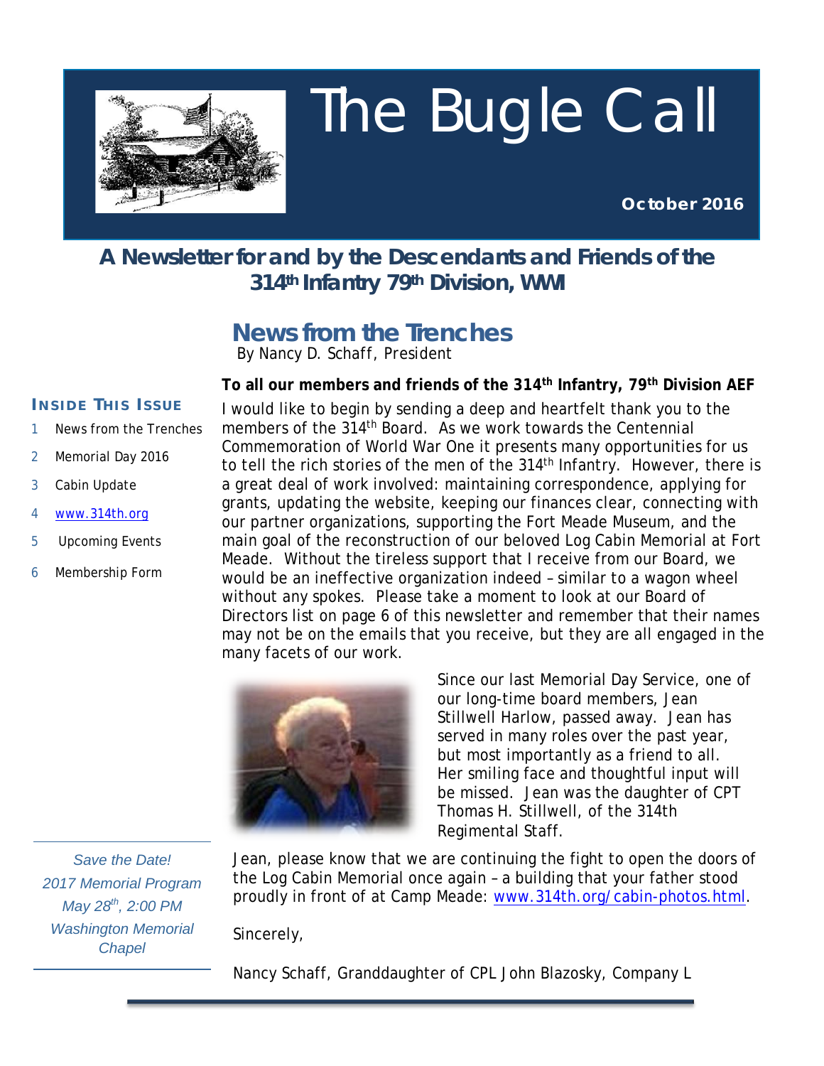# The Bugle Call

**October 2016**

## A Newsletter for and by the Descendants and Friends of the 314th Infantry 79th Division, WWI

**INSIDE THIS ISSUE**

1. News from the Trenches
2. Memorial Day 2016
3. Cabin Update
4. www.314th.org
5. Upcoming Events
6. Membership Form

*Save the Date!*
*2017 Memorial Program*
*May 28th, 2:00 PM*
*Washington Memorial Chapel*

## News from the Trenches

By Nancy D. Schaff, President

**To all our members and friends of the 314th Infantry, 79th Division AEF**

I would like to begin by sending a deep and heartfelt thank you to the members of the 314th Board. As we work towards the Centennial Commemoration of World War One it presents many opportunities for us to tell the rich stories of the men of the 314th Infantry. However, there is a great deal of work involved: maintaining correspondence, applying for grants, updating the website, keeping our finances clear, connecting with our partner organizations, supporting the Fort Meade Museum, and the main goal of the reconstruction of our beloved Log Cabin Memorial at Fort Meade. Without the tireless support that I receive from our Board, we would be an ineffective organization indeed – similar to a wagon wheel without any spokes. Please take a moment to look at our Board of Directors list on page 6 of this newsletter and remember that their names may not be on the emails that you receive, but they are all engaged in the many facets of our work.

Since our last Memorial Day Service, one of our long-time board members, Jean Stillwell Harlow, passed away. Jean has served in many roles over the past year, but most importantly as a friend to all. Her smiling face and thoughtful input will be missed. Jean was the daughter of CPT Thomas H. Stillwell, of the 314th Regimental Staff.

Jean, please know that we are continuing the fight to open the doors of the Log Cabin Memorial once again – a building that your father stood proudly in front of at Camp Meade: www.314th.org/cabin-photos.html.

Sincerely,

Nancy Schaff, Granddaughter of CPL John Blazosky, Company L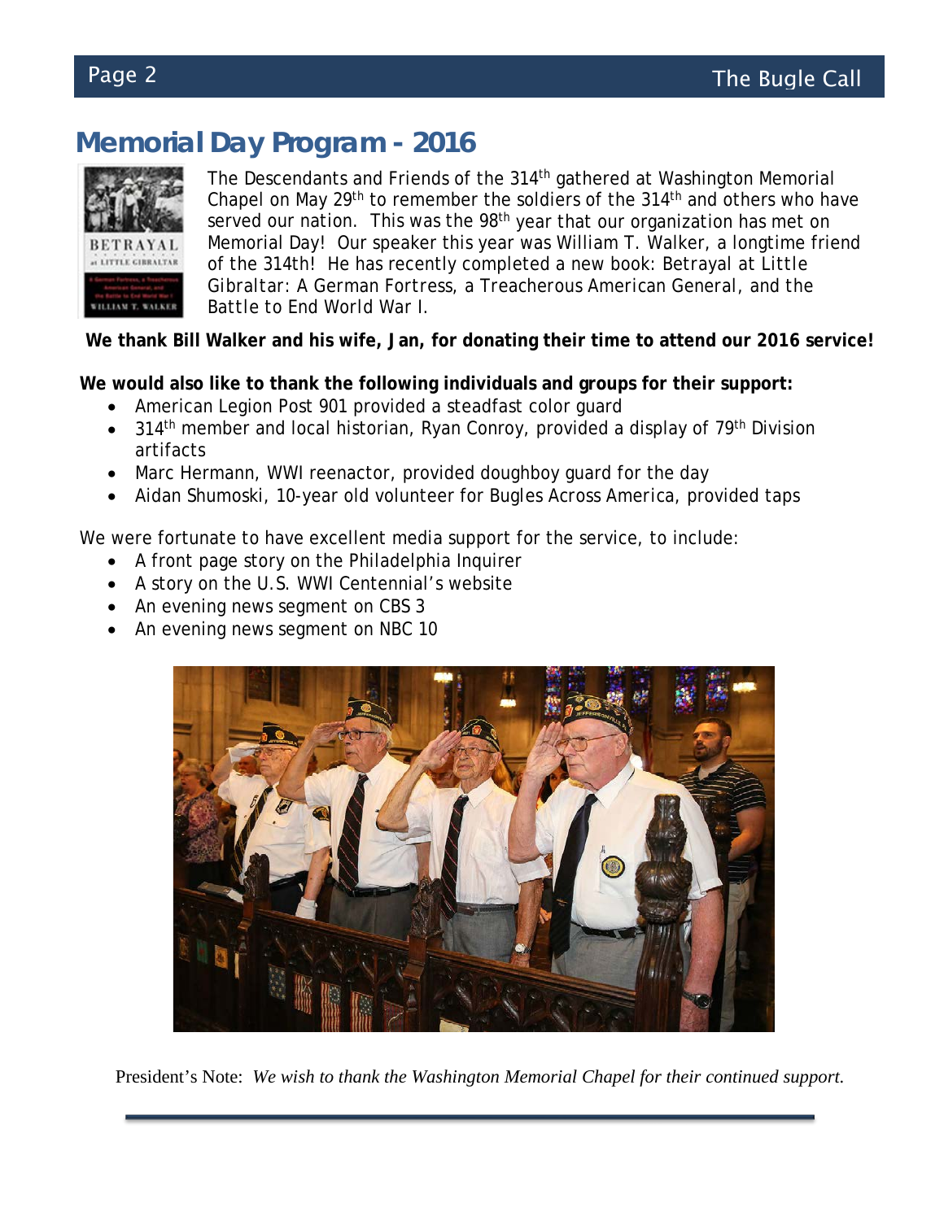# Memorial Day Program - 2016

The Descendants and Friends of the 314th gathered at Washington Memorial Chapel on May 29th to remember the soldiers of the 314th and others who have served our nation. This was the 98th year that our organization has met on Memorial Day! Our speaker this year was William T. Walker, a longtime friend of the 314th! He has recently completed a new book: Betrayal at Little Gibraltar: A German Fortress, a Treacherous American General, and the Battle to End World War I.

**We thank Bill Walker and his wife, Jan, for donating their time to attend our 2016 service!**

**We would also like to thank the following individuals and groups for their support:**

- American Legion Post 901 provided a steadfast color guard
- 314th member and local historian, Ryan Conroy, provided a display of 79th Division artifacts
- Marc Hermann, WWI reenactor, provided doughboy guard for the day
- Aidan Shumoski, 10-year old volunteer for Bugles Across America, provided taps

We were fortunate to have excellent media support for the service, to include:

- A front page story on the Philadelphia Inquirer
- A story on the U.S. WWI Centennial's website
- An evening news segment on CBS 3
- An evening news segment on NBC 10

President's Note: *We wish to thank the Washington Memorial Chapel for their continued support.*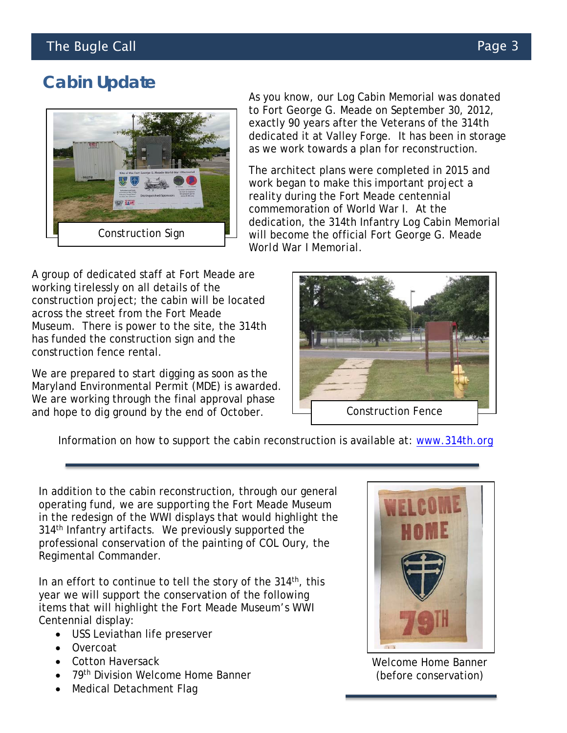## Cabin Update

Construction Sign

As you know, our Log Cabin Memorial was donated to Fort George G. Meade on September 30, 2012, exactly 90 years after the Veterans of the 314th dedicated it at Valley Forge. It has been in storage as we work towards a plan for reconstruction.

The architect plans were completed in 2015 and work began to make this important project a reality during the Fort Meade centennial commemoration of World War I. At the dedication, the 314th Infantry Log Cabin Memorial will become the official Fort George G. Meade World War I Memorial.

A group of dedicated staff at Fort Meade are working tirelessly on all details of the construction project; the cabin will be located across the street from the Fort Meade Museum. There is power to the site, the 314th has funded the construction sign and the construction fence rental.

We are prepared to start digging as soon as the Maryland Environmental Permit (MDE) is awarded. We are working through the final approval phase and hope to dig ground by the end of October.

Construction Fence

Information on how to support the cabin reconstruction is available at: www.314th.org

---

In addition to the cabin reconstruction, through our general operating fund, we are supporting the Fort Meade Museum in the redesign of the WWI displays that would highlight the 314th Infantry artifacts. We previously supported the professional conservation of the painting of COL Oury, the Regimental Commander.

In an effort to continue to tell the story of the 314th, this year we will support the conservation of the following items that will highlight the Fort Meade Museum's WWI Centennial display:

- USS Leviathan life preserver
- Overcoat
- Cotton Haversack
- 79th Division Welcome Home Banner
- Medical Detachment Flag

Welcome Home Banner (before conservation)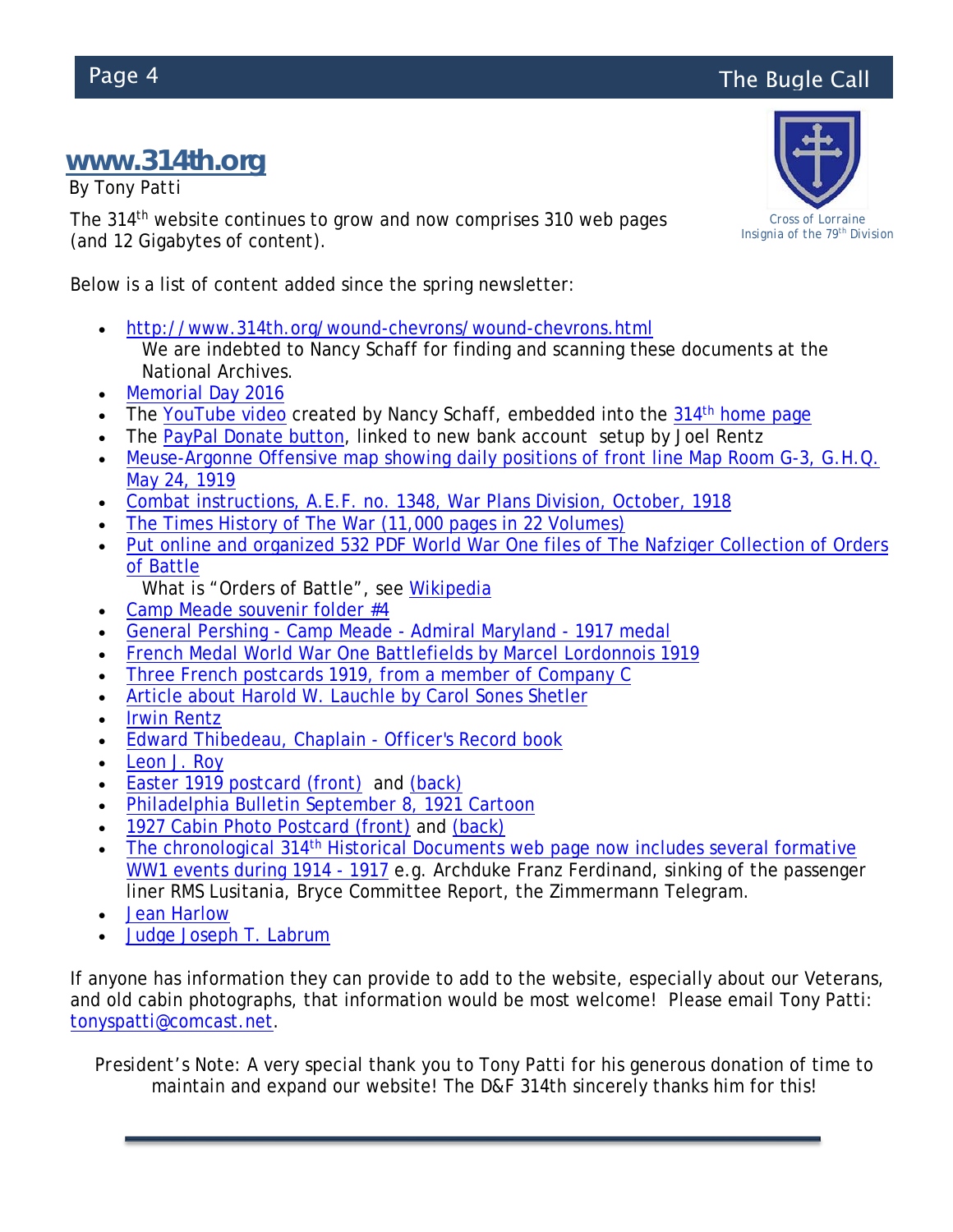## www.314th.org

By Tony Patti

Cross of Lorraine
Insignia of the 79th Division

The 314th website continues to grow and now comprises 310 web pages (and 12 Gigabytes of content).

Below is a list of content added since the spring newsletter:

- http://www.314th.org/wound-chevrons/wound-chevrons.html
  We are indebted to Nancy Schaff for finding and scanning these documents at the National Archives.
- Memorial Day 2016
- The YouTube video created by Nancy Schaff, embedded into the 314th home page
- The PayPal Donate button, linked to new bank account setup by Joel Rentz
- Meuse-Argonne Offensive map showing daily positions of front line Map Room G-3, G.H.Q. May 24, 1919
- Combat instructions, A.E.F. no. 1348, War Plans Division, October, 1918
- The Times History of The War (11,000 pages in 22 Volumes)
- Put online and organized 532 PDF World War One files of The Nafziger Collection of Orders of Battle
  What is "Orders of Battle", see Wikipedia
- Camp Meade souvenir folder #4
- General Pershing - Camp Meade - Admiral Maryland - 1917 medal
- French Medal World War One Battlefields by Marcel Lordonnois 1919
- Three French postcards 1919, from a member of Company C
- Article about Harold W. Lauchle by Carol Sones Shetler
- Irwin Rentz
- Edward Thibedeau, Chaplain - Officer's Record book
- Leon J. Roy
- Easter 1919 postcard (front) and (back)
- Philadelphia Bulletin September 8, 1921 Cartoon
- 1927 Cabin Photo Postcard (front) and (back)
- The chronological 314th Historical Documents web page now includes several formative WW1 events during 1914 - 1917 e.g. Archduke Franz Ferdinand, sinking of the passenger liner RMS Lusitania, Bryce Committee Report, the Zimmermann Telegram.
- Jean Harlow
- Judge Joseph T. Labrum

If anyone has information they can provide to add to the website, especially about our Veterans, and old cabin photographs, that information would be most welcome! Please email Tony Patti: tonyspatti@comcast.net.

President's Note: A very special thank you to Tony Patti for his generous donation of time to maintain and expand our website! The D&F 314th sincerely thanks him for this!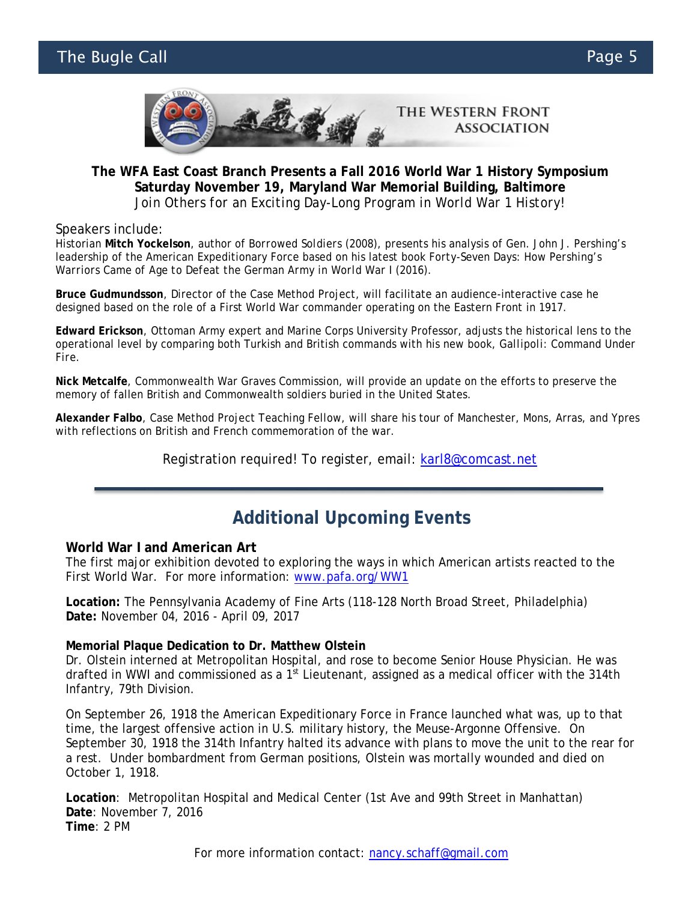THE WESTERN FRONT ASSOCIATION

**The WFA East Coast Branch Presents a Fall 2016 World War 1 History Symposium**
**Saturday November 19, Maryland War Memorial Building, Baltimore**
Join Others for an Exciting Day-Long Program in World War 1 History!

Speakers include:

Historian **Mitch Yockelson**, author of Borrowed Soldiers (2008), presents his analysis of Gen. John J. Pershing's leadership of the American Expeditionary Force based on his latest book Forty-Seven Days: How Pershing's Warriors Came of Age to Defeat the German Army in World War I (2016).

**Bruce Gudmundsson**, Director of the Case Method Project, will facilitate an audience-interactive case he designed based on the role of a First World War commander operating on the Eastern Front in 1917.

**Edward Erickson**, Ottoman Army expert and Marine Corps University Professor, adjusts the historical lens to the operational level by comparing both Turkish and British commands with his new book, Gallipoli: Command Under Fire.

**Nick Metcalfe**, Commonwealth War Graves Commission, will provide an update on the efforts to preserve the memory of fallen British and Commonwealth soldiers buried in the United States.

**Alexander Falbo**, Case Method Project Teaching Fellow, will share his tour of Manchester, Mons, Arras, and Ypres with reflections on British and French commemoration of the war.

Registration required! To register, email: karl8@comcast.net

---

## Additional Upcoming Events

**World War I and American Art**
The first major exhibition devoted to exploring the ways in which American artists reacted to the First World War. For more information: www.pafa.org/WW1

**Location:** The Pennsylvania Academy of Fine Arts (118-128 North Broad Street, Philadelphia)
**Date:** November 04, 2016 - April 09, 2017

**Memorial Plaque Dedication to Dr. Matthew Olstein**
Dr. Olstein interned at Metropolitan Hospital, and rose to become Senior House Physician. He was drafted in WWI and commissioned as a 1st Lieutenant, assigned as a medical officer with the 314th Infantry, 79th Division.

On September 26, 1918 the American Expeditionary Force in France launched what was, up to that time, the largest offensive action in U.S. military history, the Meuse-Argonne Offensive. On September 30, 1918 the 314th Infantry halted its advance with plans to move the unit to the rear for a rest. Under bombardment from German positions, Olstein was mortally wounded and died on October 1, 1918.

**Location**: Metropolitan Hospital and Medical Center (1st Ave and 99th Street in Manhattan)
**Date**: November 7, 2016
**Time**: 2 PM

For more information contact: nancy.schaff@gmail.com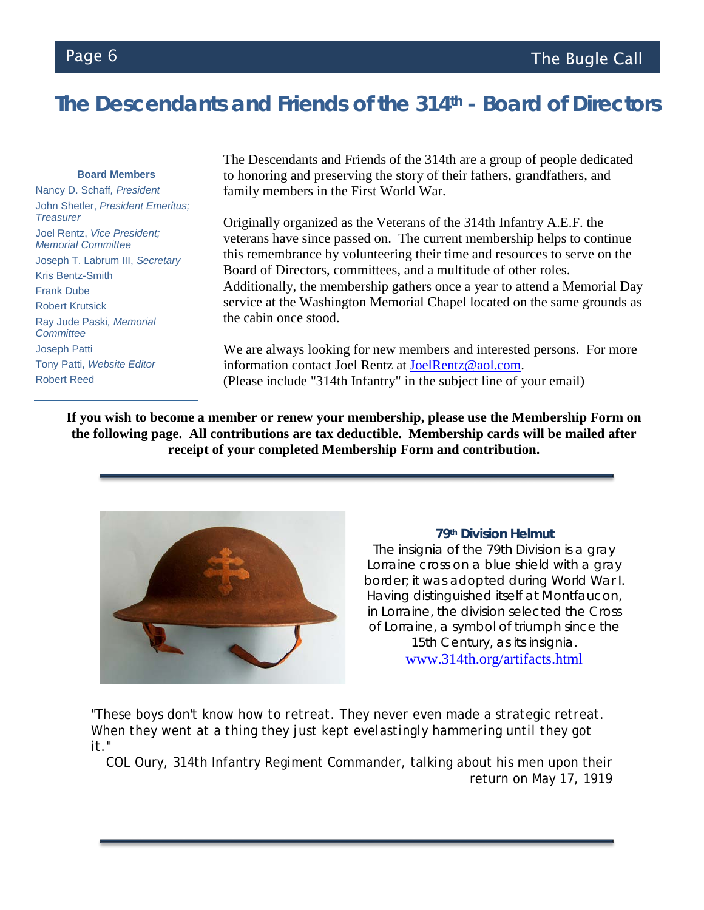# The Descendants and Friends of the 314th - Board of Directors

**Board Members**

- Nancy D. Schaff, *President*
- John Shetler, *President Emeritus; Treasurer*
- Joel Rentz, *Vice President; Memorial Committee*
- Joseph T. Labrum III, *Secretary*
- Kris Bentz-Smith
- Frank Dube
- Robert Krutsick
- Ray Jude Paski, *Memorial Committee*
- Joseph Patti
- Tony Patti, *Website Editor*
- Robert Reed

The Descendants and Friends of the 314th are a group of people dedicated to honoring and preserving the story of their fathers, grandfathers, and family members in the First World War.

Originally organized as the Veterans of the 314th Infantry A.E.F. the veterans have since passed on. The current membership helps to continue this remembrance by volunteering their time and resources to serve on the Board of Directors, committees, and a multitude of other roles. Additionally, the membership gathers once a year to attend a Memorial Day service at the Washington Memorial Chapel located on the same grounds as the cabin once stood.

We are always looking for new members and interested persons. For more information contact Joel Rentz at JoelRentz@aol.com.
(Please include "314th Infantry" in the subject line of your email)

**If you wish to become a member or renew your membership, please use the Membership Form on the following page. All contributions are tax deductible. Membership cards will be mailed after receipt of your completed Membership Form and contribution.**

**79th Division Helmut**

The insignia of the 79th Division is a gray Lorraine cross on a blue shield with a gray border; it was adopted during World War I. Having distinguished itself at Montfaucon, in Lorraine, the division selected the Cross of Lorraine, a symbol of triumph since the 15th Century, as its insignia.
www.314th.org/artifacts.html

"These boys don't know how to retreat. They never even made a strategic retreat. When they went at a thing they just kept evelastingly hammering until they got it."

COL Oury, 314th Infantry Regiment Commander, talking about his men upon their return on May 17, 1919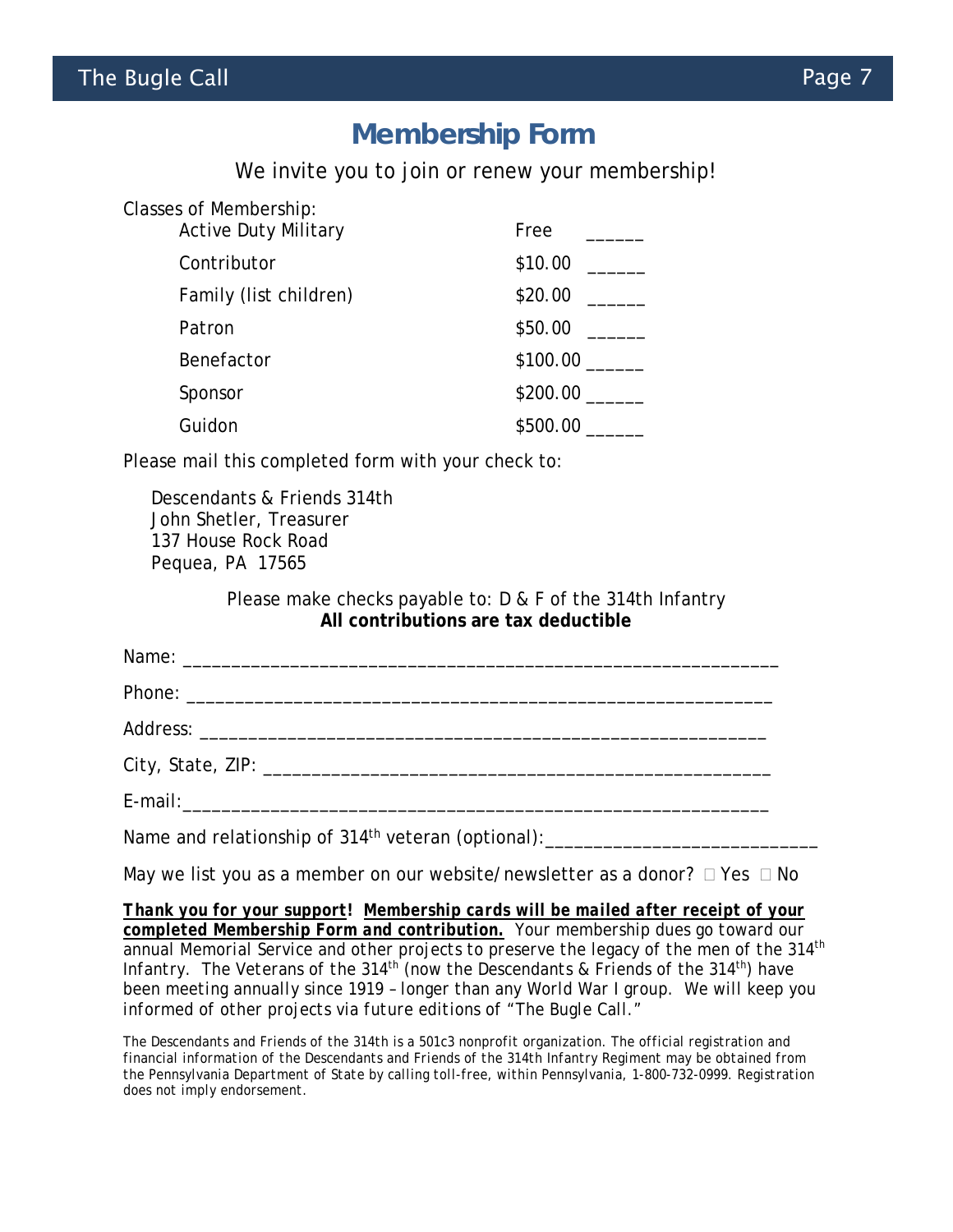# Membership Form

We invite you to join or renew your membership!

Classes of Membership:

| | | |
|---|---|---|
| Active Duty Military | Free | ______ |
| Contributor | $10.00 | ______ |
| Family (list children) | $20.00 | ______ |
| Patron | $50.00 | ______ |
| Benefactor | $100.00 | ______ |
| Sponsor | $200.00 | ______ |
| Guidon | $500.00 | ______ |

Please mail this completed form with your check to:

Descendants & Friends 314th
John Shetler, Treasurer
137 House Rock Road
Pequea, PA 17565

Please make checks payable to: D & F of the 314th Infantry
**All contributions are tax deductible**

Name: ______________________________________________________________

Phone: _____________________________________________________________

Address: ___________________________________________________________

City, State, ZIP: ____________________________________________________

E-mail: ____________________________________________________________

Name and relationship of 314th veteran (optional): ___________________________

May we list you as a member on our website/newsletter as a donor? ☐ Yes ☐ No

***Thank you for your support!* *Membership cards will be mailed after receipt of your completed Membership Form and contribution.*** Your membership dues go toward our annual Memorial Service and other projects to preserve the legacy of the men of the 314th Infantry. The Veterans of the 314th (now the Descendants & Friends of the 314th) have been meeting annually since 1919 – longer than any World War I group. We will keep you informed of other projects via future editions of "The Bugle Call."

The Descendants and Friends of the 314th is a 501c3 nonprofit organization. The official registration and financial information of the Descendants and Friends of the 314th Infantry Regiment may be obtained from the Pennsylvania Department of State by calling toll-free, within Pennsylvania, 1-800-732-0999. Registration does not imply endorsement.